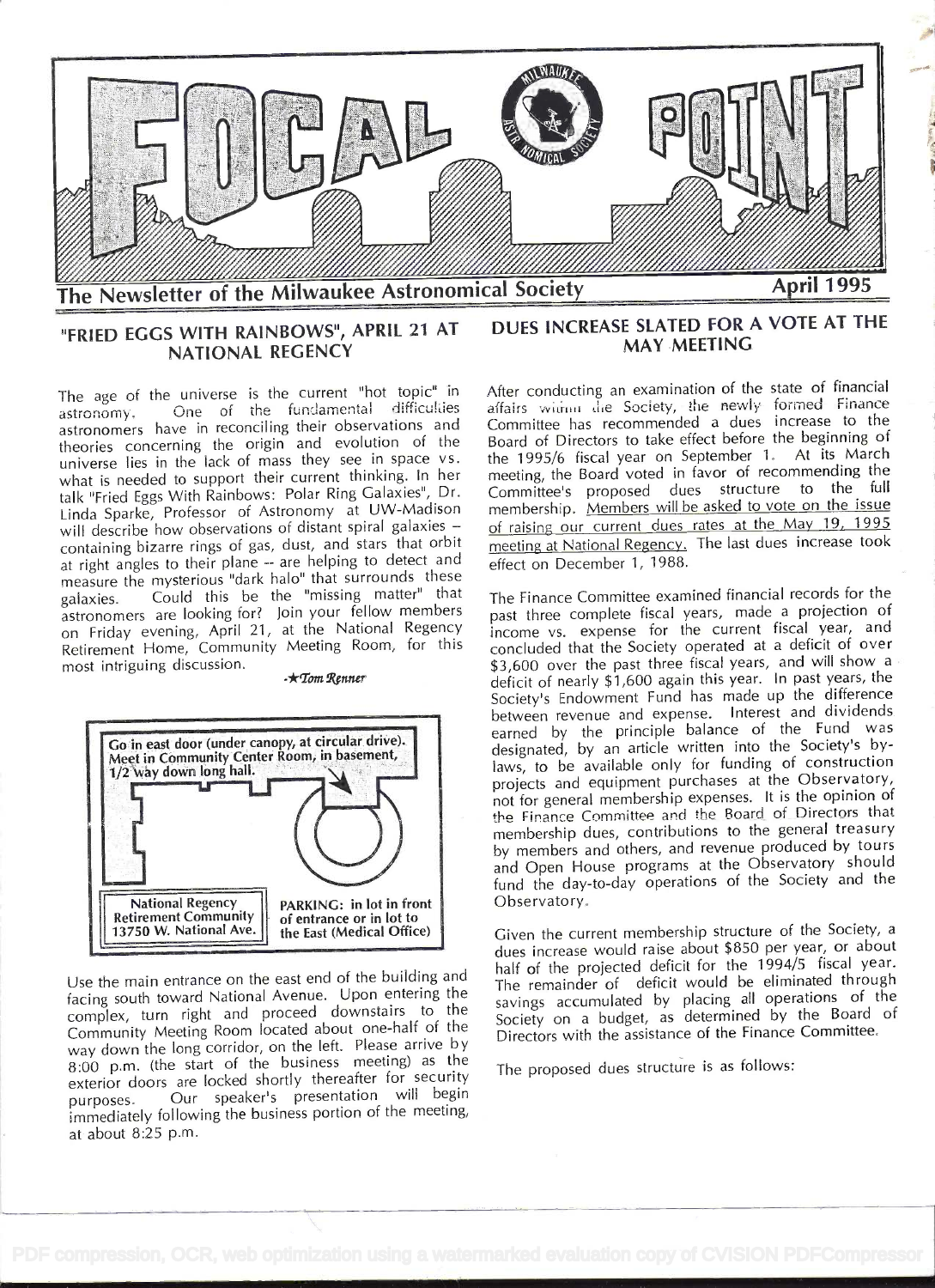# FOCAL POINT

**The Newsletter of the Milwaukee Astronomical Society** — **April 1995**

## "FRIED EGGS WITH RAINBOWS", APRIL 21 AT NATIONAL REGENCY

The age of the universe is the current "hot topic" in astronomy. One of the fundamental difficulties astronomers have in reconciling their observations and theories concerning the origin and evolution of the universe lies in the lack of mass they see in space vs. what is needed to support their current thinking. In her talk "Fried Eggs With Rainbows: Polar Ring Galaxies", Dr. Linda Sparke, Professor of Astronomy at UW-Madison will describe how observations of distant spiral galaxies – containing bizarre rings of gas, dust, and stars that orbit at right angles to their plane -- are helping to detect and measure the mysterious "dark halo" that surrounds these galaxies. Could this be the "missing matter" that astronomers are looking for? Join your fellow members on Friday evening, April 21, at the National Regency Retirement Home, Community Meeting Room, for this most intriguing discussion.

*-★Tom Renner*

Go in east door (under canopy, at circular drive). Meet in Community Center Room, in basement, 1/2 way down long hall.

National Regency Retirement Community 13750 W. National Ave.

PARKING: in lot in front of entrance or in lot to the East (Medical Office)

Use the main entrance on the east end of the building and facing south toward National Avenue. Upon entering the complex, turn right and proceed downstairs to the Community Meeting Room located about one-half of the way down the long corridor, on the left. Please arrive by 8:00 p.m. (the start of the business meeting) as the exterior doors are locked shortly thereafter for security purposes. Our speaker's presentation will begin immediately following the business portion of the meeting, at about 8:25 p.m.

## DUES INCREASE SLATED FOR A VOTE AT THE MAY MEETING

After conducting an examination of the state of financial affairs within the Society, the newly formed Finance Committee has recommended a dues increase to the Board of Directors to take effect before the beginning of the 1995/6 fiscal year on September 1. At its March meeting, the Board voted in favor of recommending the Committee's proposed dues structure to the full membership. Members will be asked to vote on the issue of raising our current dues rates at the May 19, 1995 meeting at National Regency. The last dues increase took effect on December 1, 1988.

The Finance Committee examined financial records for the past three complete fiscal years, made a projection of income vs. expense for the current fiscal year, and concluded that the Society operated at a deficit of over $3,600 over the past three fiscal years, and will show a deficit of nearly $1,600 again this year. In past years, the Society's Endowment Fund has made up the difference between revenue and expense. Interest and dividends earned by the principle balance of the Fund was designated, by an article written into the Society's by-laws, to be available only for funding of construction projects and equipment purchases at the Observatory, not for general membership expenses. It is the opinion of the Finance Committee and the Board of Directors that membership dues, contributions to the general treasury by members and others, and revenue produced by tours and Open House programs at the Observatory should fund the day-to-day operations of the Society and the Observatory.

Given the current membership structure of the Society, a dues increase would raise about $850 per year, or about half of the projected deficit for the 1994/5 fiscal year. The remainder of deficit would be eliminated through savings accumulated by placing all operations of the Society on a budget, as determined by the Board of Directors with the assistance of the Finance Committee.

The proposed dues structure is as follows: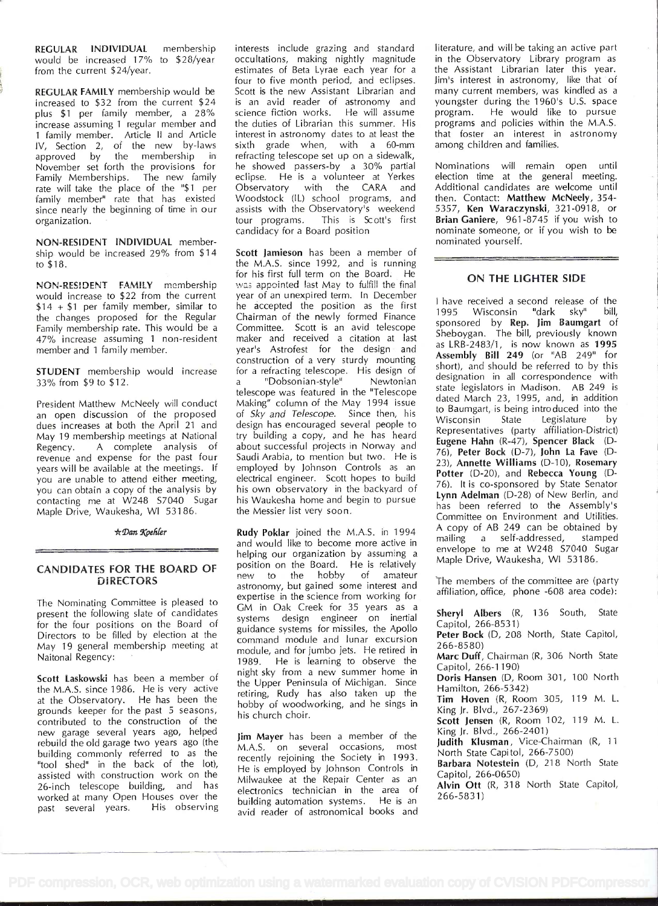**REGULAR INDIVIDUAL** membership would be increased 17% to $28/year from the current $24/year.

**REGULAR FAMILY** membership would be increased to $32 from the current $24 plus $1 per family member, a 28% increase assuming 1 regular member and 1 family member. Article II and Article IV, Section 2, of the new by-laws approved by the membership in November set forth the provisions for Family Memberships. The new family rate will take the place of the "$1 per family member" rate that has existed since nearly the beginning of time in our organization.

**NON-RESIDENT INDIVIDUAL** membership would be increased 29% from $14 to $18.

**NON-RESIDENT FAMILY** membership would increase to $22 from the current $14 + $1 per family member, similar to the changes proposed for the Regular Family membership rate. This would be a 47% increase assuming 1 non-resident member and 1 family member.

**STUDENT** membership would increase 33% from $9 to $12.

President Matthew McNeely will conduct an open discussion of the proposed dues increases at both the April 21 and May 19 membership meetings at National Regency. A complete analysis of revenue and expense for the past four years will be available at the meetings. If you are unable to attend either meeting, you can obtain a copy of the analysis by contacting me at W248 S7040 Sugar Maple Drive, Waukesha, WI 53186.

*Dan Koehler*

## CANDIDATES FOR THE BOARD OF DIRECTORS

The Nominating Committee is pleased to present the following slate of candidates for the four positions on the Board of Directors to be filled by election at the May 19 general membership meeting at Naitonal Regency:

**Scott Laskowski** has been a member of the M.A.S. since 1986. He is very active at the Observatory. He has been the grounds keeper for the past 5 seasons, contributed to the construction of the new garage several years ago, helped rebuild the old garage two years ago (the building commonly referred to as the "tool shed" in the back of the lot), assisted with construction work on the 26-inch telescope building, and has worked at many Open Houses over the past several years. His observing interests include grazing and standard occultations, making nightly magnitude estimates of Beta Lyrae each year for a four to five month period, and eclipses. Scott is the new Assistant Librarian and is an avid reader of astronomy and science fiction works. He will assume the duties of Librarian this summer. His interest in astronomy dates to at least the sixth grade when, with a 60-mm refracting telescope set up on a sidewalk, he showed passers-by a 30% partial eclipse. He is a volunteer at Yerkes Observatory with the CARA and Woodstock (IL) school programs, and assists with the Observatory's weekend tour programs. This is Scott's first candidacy for a Board position

**Scott Jamieson** has been a member of the M.A.S. since 1992, and is running for his first full term on the Board. He was appointed last May to fulfill the final year of an unexpired term. In December he accepted the position as the first Chairman of the newly formed Finance Committee. Scott is an avid telescope maker and received a citation at last year's Astrofest for the design and construction of a very sturdy mounting for a refracting telescope. His design of a "Dobsonian-style" Newtonian telescope was featured in the "Telescope Making" column of the May 1994 issue of *Sky and Telescope*. Since then, his design has encouraged several people to try building a copy, and he has heard about successful projects in Norway and Saudi Arabia, to mention but two. He is employed by Johnson Controls as an electrical engineer. Scott hopes to build his own observatory in the backyard of his Waukesha home and begin to pursue the Messier list very soon.

**Rudy Poklar** joined the M.A.S. in 1994 and would like to become more active in helping our organization by assuming a position on the Board. He is relatively new to the hobby of amateur astronomy, but gained some interest and expertise in the science from working for GM in Oak Creek for 35 years as a systems design engineer on inertial guidance systems for missiles, the Apollo command module and lunar excursion module, and for jumbo jets. He retired in 1989. He is learning to observe the night sky from a new summer home in the Upper Peninsula of Michigan. Since retiring, Rudy has also taken up the hobby of woodworking, and he sings in his church choir.

**Jim Mayer** has been a member of the M.A.S. on several occasions, most recently rejoining the Society in 1993. He is employed by Johnson Controls in Milwaukee at the Repair Center as an electronics technician in the area of building automation systems. He is an avid reader of astronomical books and literature, and will be taking an active part in the Observatory Library program as the Assistant Librarian later this year. Jim's interest in astronomy, like that of many current members, was kindled as a youngster during the 1960's U.S. space program. He would like to pursue programs and policies within the M.A.S. that foster an interest in astronomy among children and families.

Nominations will remain open until election time at the general meeting. Additional candidates are welcome until then. Contact: **Matthew McNeely**, 354-5357, **Ken Waraczynski**, 321-0918, or **Brian Ganiere**, 961-8745 if you wish to nominate someone, or if you wish to be nominated yourself.

## ON THE LIGHTER SIDE

I have received a second release of the 1995 Wisconsin "dark sky" bill, sponsored by **Rep. Jim Baumgart** of Sheboygan. The bill, previously known as LRB-2483/1, is now known as **1995 Assembly Bill 249** (or "AB 249" for short), and should be referred to by this designation in all correspondence with state legislators in Madison. AB 249 is dated March 23, 1995, and, in addition to Baumgart, is being introduced into the Wisconsin State Legislature by Representatives (party affiliation-District) **Eugene Hahn** (R-47), **Spencer Black** (D-76), **Peter Bock** (D-7), **John La Fave** (D-23), **Annette Williams** (D-10), **Rosemary Potter** (D-20), and **Rebecca Young** (D-76). It is co-sponsored by State Senator **Lynn Adelman** (D-28) of New Berlin, and has been referred to the Assembly's Committee on Environment and Utilities. A copy of AB 249 can be obtained by mailing a self-addressed, stamped envelope to me at W248 S7040 Sugar Maple Drive, Waukesha, WI 53186.

The members of the committee are (party affiliation, office, phone -608 area code):

**Sheryl Albers** (R, 136 South, State Capitol, 266-8531)
**Peter Bock** (D, 208 North, State Capitol, 266-8580)
**Marc Duff**, Chairman (R, 306 North State Capitol, 266-1190)
**Doris Hansen** (D, Room 301, 100 North Hamilton, 266-5342)
**Tim Hoven** (R, Room 305, 119 M. L. King Jr. Blvd., 267-2369)
**Scott Jensen** (R, Room 102, 119 M. L. King Jr. Blvd., 266-2401)
**Judith Klusman**, Vice-Chairman (R, 11 North State Capitol, 266-7500)
**Barbara Notestein** (D, 218 North State Capitol, 266-0650)
**Alvin Ott** (R, 318 North State Capitol, 266-5831)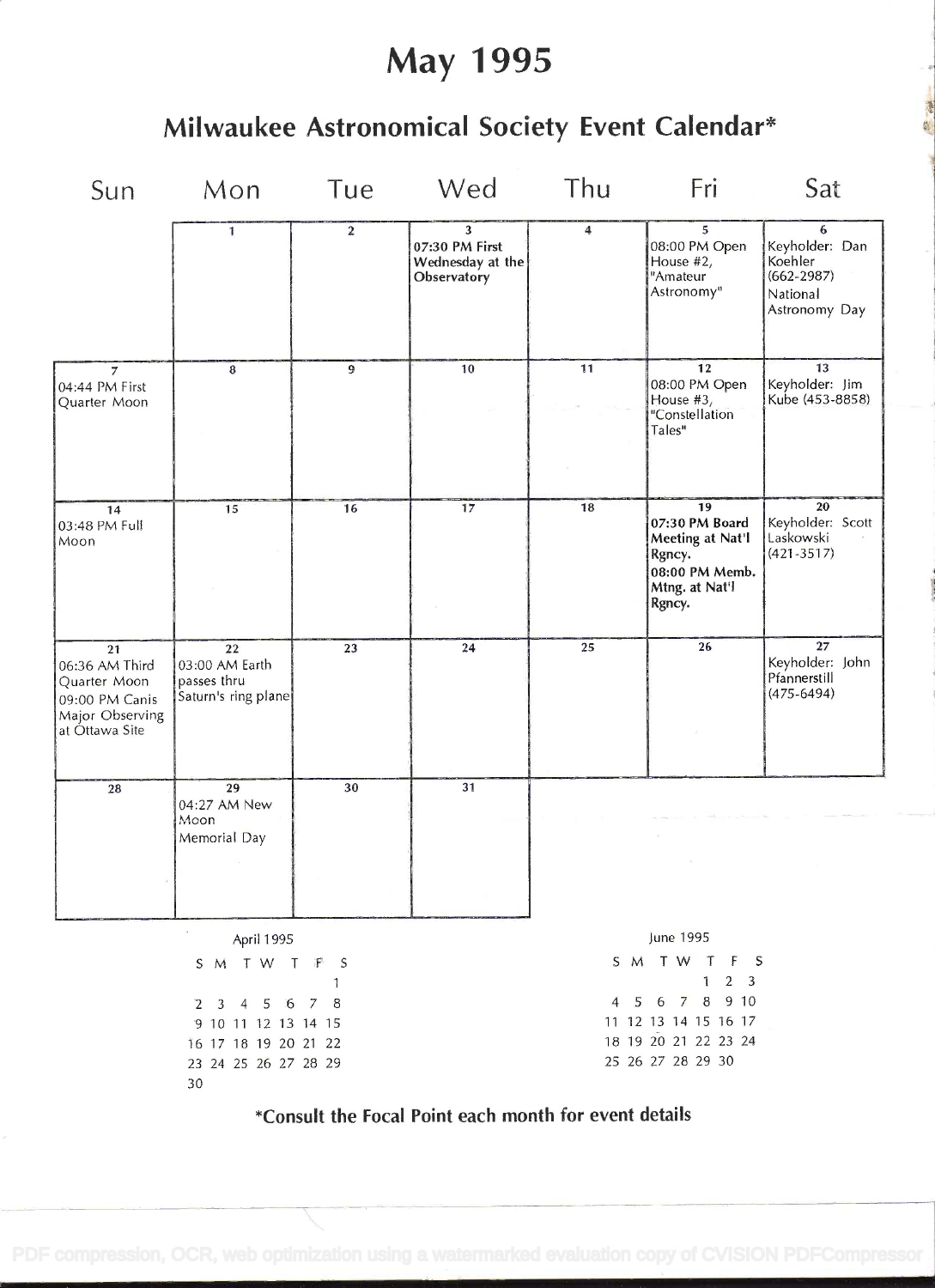# May 1995

## Milwaukee Astronomical Society Event Calendar*

| Sun | Mon | Tue | Wed | Thu | Fri | Sat |
|---|---|---|---|---|---|---|
| | 1 | 2 | 3<br>**07:30 PM First Wednesday at the Observatory** | 4 | 5<br>08:00 PM Open House #2, "Amateur Astronomy" | 6<br>Keyholder: Dan Koehler (662-2987)<br>National Astronomy Day |
| 7<br>04:44 PM First Quarter Moon | 8 | 9 | 10 | 11 | 12<br>08:00 PM Open House #3, "Constellation Tales" | 13<br>Keyholder: Jim Kube (453-8858) |
| 14<br>03:48 PM Full Moon | 15 | 16 | 17 | 18 | 19<br>**07:30 PM Board Meeting at Nat'l Rgncy.**<br>**08:00 PM Memb. Mtng. at Nat'l Rgncy.** | 20<br>Keyholder: Scott Laskowski (421-3517) |
| 21<br>06:36 AM Third Quarter Moon<br>09:00 PM Canis Major Observing at Ottawa Site | 22<br>03:00 AM Earth passes thru Saturn's ring plane | 23 | 24 | 25 | 26 | 27<br>Keyholder: John Pfannerstill (475-6494) |
| 28 | 29<br>04:27 AM New Moon<br>Memorial Day | 30 | 31 | | | |

**April 1995**

| S | M | T | W | T | F | S |
|---|---|---|---|---|---|---|
| | | | | | | 1 |
| 2 | 3 | 4 | 5 | 6 | 7 | 8 |
| 9 | 10 | 11 | 12 | 13 | 14 | 15 |
| 16 | 17 | 18 | 19 | 20 | 21 | 22 |
| 23 | 24 | 25 | 26 | 27 | 28 | 29 |
| 30 | | | | | | |

**June 1995**

| S | M | T | W | T | F | S |
|---|---|---|---|---|---|---|
| | | | | 1 | 2 | 3 |
| 4 | 5 | 6 | 7 | 8 | 9 | 10 |
| 11 | 12 | 13 | 14 | 15 | 16 | 17 |
| 18 | 19 | 20 | 21 | 22 | 23 | 24 |
| 25 | 26 | 27 | 28 | 29 | 30 | |

**\*Consult the Focal Point each month for event details**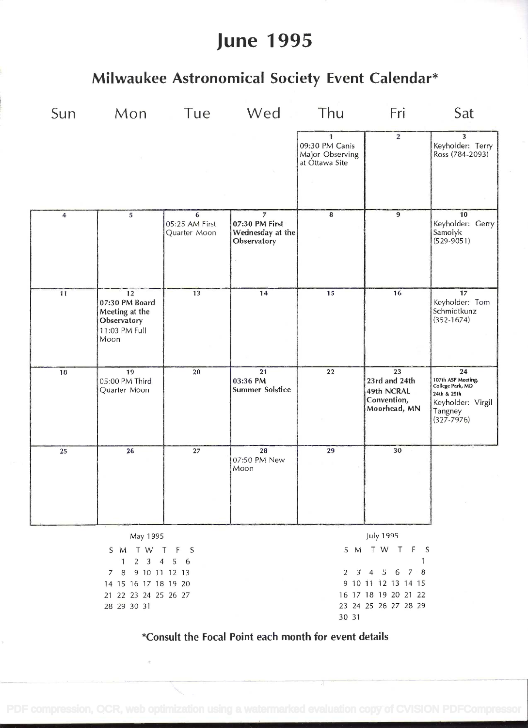# June 1995

## Milwaukee Astronomical Society Event Calendar*

| Sun | Mon | Tue | Wed | Thu | Fri | Sat |
|---|---|---|---|---|---|---|
| | | | | 1 09:30 PM Canis Major Observing at Ottawa Site | 2 | 3 Keyholder: Terry Ross (784-2093) |
| 4 | 5 | 6 05:25 AM First Quarter Moon | 7 **07:30 PM First Wednesday at the Observatory** | 8 | 9 | 10 Keyholder: Gerry Samolyk (529-9051) |
| 11 | 12 **07:30 PM Board Meeting at the Observatory** 11:03 PM Full Moon | 13 | 14 | 15 | 16 | 17 Keyholder: Tom Schmidtkunz (352-1674) |
| 18 | 19 05:00 PM Third Quarter Moon | 20 | 21 **03:36 PM Summer Solstice** | 22 | 23 **23rd and 24th 49th NCRAL Convention, Moorhead, MN** | 24 **107th ASP Meeting, College Park, MD 24th & 25th** Keyholder: Virgil Tangney (327-7976) |
| 25 | 26 | 27 | 28 07:50 PM New Moon | 29 | 30 | |

May 1995

| S | M | T | W | T | F | S |
|---|---|---|---|---|---|---|
| | 1 | 2 | 3 | 4 | 5 | 6 |
| 7 | 8 | 9 | 10 | 11 | 12 | 13 |
| 14 | 15 | 16 | 17 | 18 | 19 | 20 |
| 21 | 22 | 23 | 24 | 25 | 26 | 27 |
| 28 | 29 | 30 | 31 | | | |

July 1995

| S | M | T | W | T | F | S |
|---|---|---|---|---|---|---|
| | | | | | | 1 |
| 2 | 3 | 4 | 5 | 6 | 7 | 8 |
| 9 | 10 | 11 | 12 | 13 | 14 | 15 |
| 16 | 17 | 18 | 19 | 20 | 21 | 22 |
| 23 | 24 | 25 | 26 | 27 | 28 | 29 |
| 30 | 31 | | | | | |

**\*Consult the Focal Point each month for event details**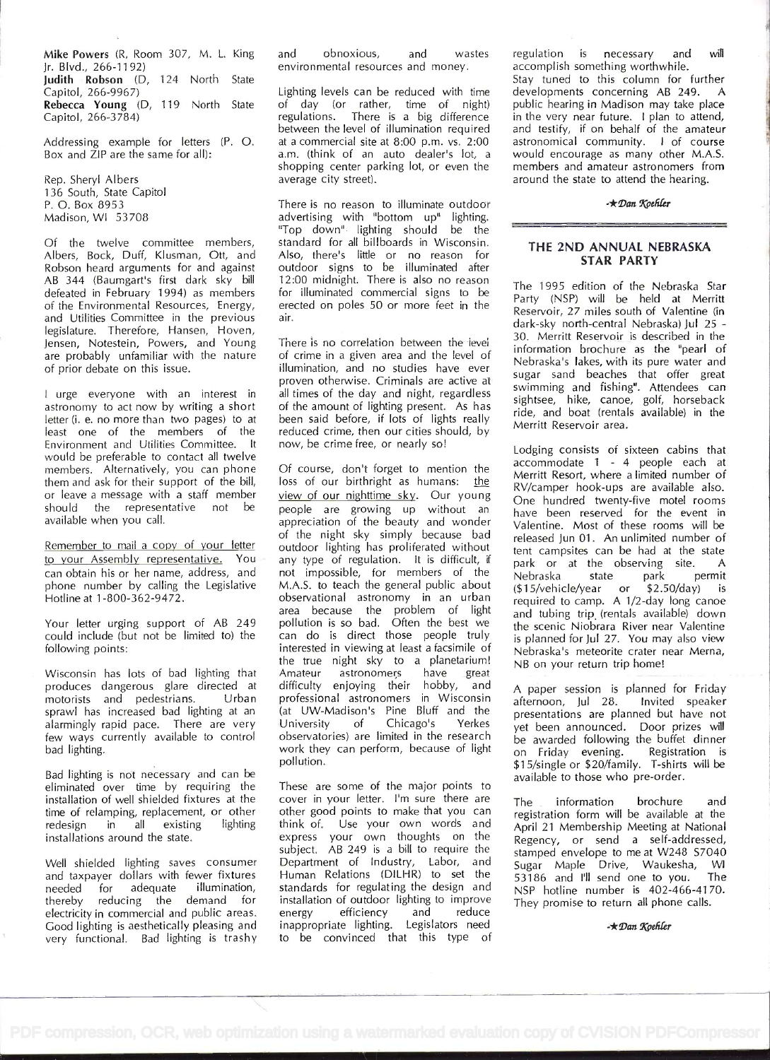**Mike Powers** (R, Room 307, M. L. King Jr. Blvd., 266-1192)
**Judith Robson** (D, 124 North State Capitol, 266-9967)
**Rebecca Young** (D, 119 North State Capitol, 266-3784)

Addressing example for letters (P. O. Box and ZIP are the same for all):

Rep. Sheryl Albers
136 South, State Capitol
P. O. Box 8953
Madison, WI 53708

Of the twelve committee members, Albers, Bock, Duff, Klusman, Ott, and Robson heard arguments for and against AB 344 (Baumgart's first dark sky bill defeated in February 1994) as members of the Environmental Resources, Energy, and Utilities Committee in the previous legislature. Therefore, Hansen, Hoven, Jensen, Notestein, Powers, and Young are probably unfamiliar with the nature of prior debate on this issue.

I urge everyone with an interest in astronomy to act now by writing a short letter (i. e. no more than two pages) to at least one of the members of the Environment and Utilities Committee. It would be preferable to contact all twelve members. Alternatively, you can phone them and ask for their support of the bill, or leave a message with a staff member should the representative not be available when you call.

Remember to mail a copy of your letter to your Assembly representative. You can obtain his or her name, address, and phone number by calling the Legislative Hotline at 1-800-362-9472.

Your letter urging support of AB 249 could include (but not be limited to) the following points:

Wisconsin has lots of bad lighting that produces dangerous glare directed at motorists and pedestrians. Urban sprawl has increased bad lighting at an alarmingly rapid pace. There are very few ways currently available to control bad lighting.

Bad lighting is not necessary and can be eliminated over time by requiring the installation of well shielded fixtures at the time of relamping, replacement, or other redesign in all existing lighting installations around the state.

Well shielded lighting saves consumer and taxpayer dollars with fewer fixtures needed for adequate illumination, thereby reducing the demand for electricity in commercial and public areas. Good lighting is aesthetically pleasing and very functional. Bad lighting is trashy and obnoxious, and wastes environmental resources and money.

Lighting levels can be reduced with time of day (or rather, time of night) regulations. There is a big difference between the level of illumination required at a commercial site at 8:00 p.m. vs. 2:00 a.m. (think of an auto dealer's lot, a shopping center parking lot, or even the average city street).

There is no reason to illuminate outdoor advertising with "bottom up" lighting. "Top down" lighting should be the standard for all billboards in Wisconsin. Also, there's little or no reason for outdoor signs to be illuminated after 12:00 midnight. There is also no reason for illuminated commercial signs to be erected on poles 50 or more feet in the air.

There is no correlation between the level of crime in a given area and the level of illumination, and no studies have ever proven otherwise. Criminals are active at all times of the day and night, regardless of the amount of lighting present. As has been said before, if lots of lights really reduced crime, then our cities should, by now, be crime free, or nearly so!

Of course, don't forget to mention the loss of our birthright as humans: the view of our nighttime sky. Our young people are growing up without an appreciation of the beauty and wonder of the night sky simply because bad outdoor lighting has proliferated without any type of regulation. It is difficult, if not impossible, for members of the M.A.S. to teach the general public about observational astronomy in an urban area because the problem of light pollution is so bad. Often the best we can do is direct those people truly interested in viewing at least a facsimile of the true night sky to a planetarium! Amateur astronomers have great difficulty enjoying their hobby, and professional astronomers in Wisconsin (at UW-Madison's Pine Bluff and the University of Chicago's Yerkes observatories) are limited in the research work they can perform, because of light pollution.

These are some of the major points to cover in your letter. I'm sure there are other good points to make that you can think of. Use your own words and express your own thoughts on the subject. AB 249 is a bill to require the Department of Industry, Labor, and Human Relations (DILHR) to set the standards for regulating the design and installation of outdoor lighting to improve energy efficiency and reduce inappropriate lighting. Legislators need to be convinced that this type of regulation is necessary and will accomplish something worthwhile.

Stay tuned to this column for further developments concerning AB 249. A public hearing in Madison may take place in the very near future. I plan to attend, and testify, if on behalf of the amateur astronomical community. I of course would encourage as many other M.A.S. members and amateur astronomers from around the state to attend the hearing.

*-★Dan Koehler*

## THE 2ND ANNUAL NEBRASKA STAR PARTY

The 1995 edition of the Nebraska Star Party (NSP) will be held at Merritt Reservoir, 27 miles south of Valentine (in dark-sky north-central Nebraska) Jul 25 - 30. Merritt Reservoir is described in the information brochure as the "pearl of Nebraska's lakes, with its pure water and sugar sand beaches that offer great swimming and fishing". Attendees can sightsee, hike, canoe, golf, horseback ride, and boat (rentals available) in the Merritt Reservoir area.

Lodging consists of sixteen cabins that accommodate 1 - 4 people each at Merritt Resort, where a limited number of RV/camper hook-ups are available also. One hundred twenty-five motel rooms have been reserved for the event in Valentine. Most of these rooms will be released Jun 01. An unlimited number of tent campsites can be had at the state park or at the observing site. A Nebraska state park permit ($15/vehicle/year or $2.50/day) is required to camp. A 1/2-day long canoe and tubing trip (rentals available) down the scenic Niobrara River near Valentine is planned for Jul 27. You may also view Nebraska's meteorite crater near Merna, NB on your return trip home!

A paper session is planned for Friday afternoon, Jul 28. Invited speaker presentations are planned but have not yet been announced. Door prizes will be awarded following the buffet dinner on Friday evening. Registration is $15/single or $20/family. T-shirts will be available to those who pre-order.

The information brochure and registration form will be available at the April 21 Membership Meeting at National Regency, or send a self-addressed, stamped envelope to me at W248 S7040 Sugar Maple Drive, Waukesha, WI 53186 and I'll send one to you. The NSP hotline number is 402-466-4170. They promise to return all phone calls.

*-★Dan Koehler*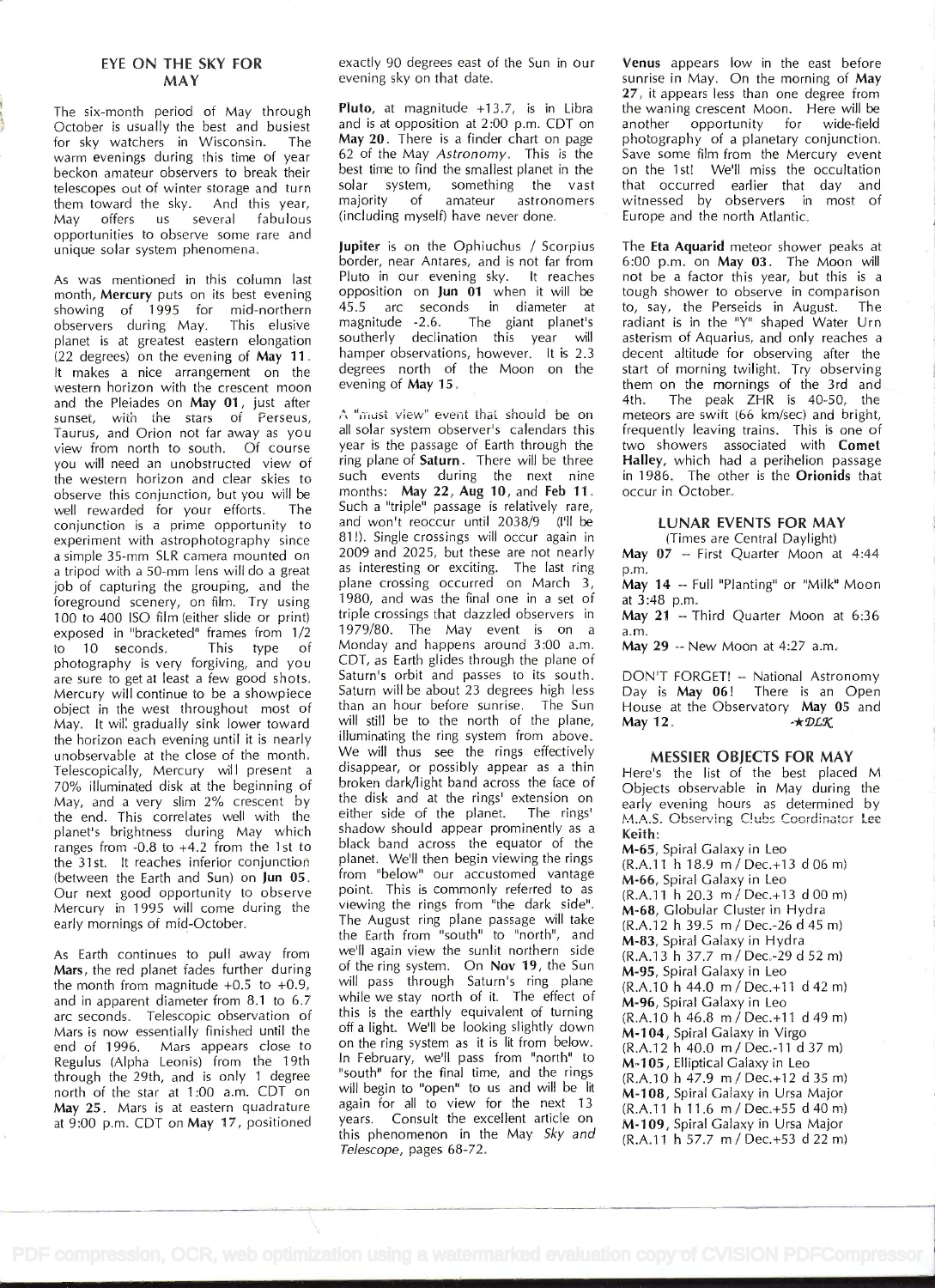## EYE ON THE SKY FOR MAY

The six-month period of May through October is usually the best and busiest for sky watchers in Wisconsin. The warm evenings during this time of year beckon amateur observers to break their telescopes out of winter storage and turn them toward the sky. And this year, May offers us several fabulous opportunities to observe some rare and unique solar system phenomena.

As was mentioned in this column last month, **Mercury** puts on its best evening showing of 1995 for mid-northern observers during May. This elusive planet is at greatest eastern elongation (22 degrees) on the evening of **May 11**. It makes a nice arrangement on the western horizon with the crescent moon and the Pleiades on **May 01**, just after sunset, with the stars of Perseus, Taurus, and Orion not far away as you view from north to south. Of course you will need an unobstructed view of the western horizon and clear skies to observe this conjunction, but you will be well rewarded for your efforts. The conjunction is a prime opportunity to experiment with astrophotography since a simple 35-mm SLR camera mounted on a tripod with a 50-mm lens will do a great job of capturing the grouping, and the foreground scenery, on film. Try using 100 to 400 ISO film (either slide or print) exposed in "bracketed" frames from 1/2 to 10 seconds. This type of photography is very forgiving, and you are sure to get at least a few good shots. Mercury will continue to be a showpiece object in the west throughout most of May. It will gradually sink lower toward the horizon each evening until it is nearly unobservable at the close of the month. Telescopically, Mercury will present a 70% illuminated disk at the beginning of May, and a very slim 2% crescent by the end. This correlates well with the planet's brightness during May which ranges from -0.8 to +4.2 from the 1st to the 31st. It reaches inferior conjunction (between the Earth and Sun) on **Jun 05**. Our next good opportunity to observe Mercury in 1995 will come during the early mornings of mid-October.

As Earth continues to pull away from **Mars**, the red planet fades further during the month from magnitude +0.5 to +0.9, and in apparent diameter from 8.1 to 6.7 arc seconds. Telescopic observation of Mars is now essentially finished until the end of 1996. Mars appears close to Regulus (Alpha Leonis) from the 19th through the 29th, and is only 1 degree north of the star at 1:00 a.m. CDT on **May 25**. Mars is at eastern quadrature at 9:00 p.m. CDT on **May 17**, positioned exactly 90 degrees east of the Sun in our evening sky on that date.

**Pluto**, at magnitude +13.7, is in Libra and is at opposition at 2:00 p.m. CDT on **May 20**. There is a finder chart on page 62 of the May *Astronomy*. This is the best time to find the smallest planet in the solar system, something the vast majority of amateur astronomers (including myself) have never done.

**Jupiter** is on the Ophiuchus / Scorpius border, near Antares, and is not far from Pluto in our evening sky. It reaches opposition on **Jun 01** when it will be 45.5 arc seconds in diameter at magnitude -2.6. The giant planet's southerly declination this year will hamper observations, however. It is 2.3 degrees north of the Moon on the evening of **May 15**.

A "must view" event that should be on all solar system observer's calendars this year is the passage of Earth through the ring plane of **Saturn**. There will be three such events during the next nine months: **May 22, Aug 10**, and **Feb 11**. Such a "triple" passage is relatively rare, and won't reoccur until 2038/9 (I'll be 81!). Single crossings will occur again in 2009 and 2025, but these are not nearly as interesting or exciting. The last ring plane crossing occurred on March 3, 1980, and was the final one in a set of triple crossings that dazzled observers in 1979/80. The May event is on a Monday and happens around 3:00 a.m. CDT, as Earth glides through the plane of Saturn's orbit and passes to its south. Saturn will be about 23 degrees high less than an hour before sunrise. The Sun will still be to the north of the plane, illuminating the ring system from above. We will thus see the rings effectively disappear, or possibly appear as a thin broken dark/light band across the face of the disk and at the rings' extension on either side of the planet. The rings' shadow should appear prominently as a black band across the equator of the planet. We'll then begin viewing the rings from "below" our accustomed vantage point. This is commonly referred to as viewing the rings from "the dark side". The August ring plane passage will take the Earth from "south" to "north", and we'll again view the sunlit northern side of the ring system. On **Nov 19**, the Sun will pass through Saturn's ring plane while we stay north of it. The effect of this is the earthly equivalent of turning off a light. We'll be looking slightly down on the ring system as it is lit from below. In February, we'll pass from "north" to "south" for the final time, and the rings will begin to "open" to us and will be lit again for all to view for the next 13 years. Consult the excellent article on this phenomenon in the May *Sky and Telescope*, pages 68-72.

**Venus** appears low in the east before sunrise in May. On the morning of **May 27**, it appears less than one degree from the waning crescent Moon. Here will be another opportunity for wide-field photography of a planetary conjunction. Save some film from the Mercury event on the 1st! We'll miss the occultation that occurred earlier that day and witnessed by observers in most of Europe and the north Atlantic.

The **Eta Aquarid** meteor shower peaks at 6:00 p.m. on **May 03**. The Moon will not be a factor this year, but this is a tough shower to observe in comparison to, say, the Perseids in August. The radiant is in the "Y" shaped Water Urn asterism of Aquarius, and only reaches a decent altitude for observing after the start of morning twilight. Try observing them on the mornings of the 3rd and 4th. The peak ZHR is 40-50, the meteors are swift (66 km/sec) and bright, frequently leaving trains. This is one of two showers associated with **Comet Halley**, which had a perihelion passage in 1986. The other is the **Orionids** that occur in October.

### LUNAR EVENTS FOR MAY

(Times are Central Daylight)

**May 07** -- First Quarter Moon at 4:44 p.m.

**May 14** -- Full "Planting" or "Milk" Moon at 3:48 p.m.

**May 21** -- Third Quarter Moon at 6:36 a.m.

**May 29** -- New Moon at 4:27 a.m.

DON'T FORGET! -- National Astronomy Day is **May 06**! There is an Open House at the Observatory **May 05** and **May 12**. -*DLK*

### MESSIER OBJECTS FOR MAY

Here's the list of the best placed M Objects observable in May during the early evening hours as determined by M.A.S. Observing Clubs Coordinator Lee Keith:

**M-65**, Spiral Galaxy in Leo
(R.A.11 h 18.9 m / Dec.+13 d 06 m)

**M-66**, Spiral Galaxy in Leo
(R.A.11 h 20.3 m / Dec.+13 d 00 m)

**M-68**, Globular Cluster in Hydra
(R.A.12 h 39.5 m / Dec.-26 d 45 m)

**M-83**, Spiral Galaxy in Hydra
(R.A.13 h 37.7 m / Dec.-29 d 52 m)

**M-95**, Spiral Galaxy in Leo
(R.A.10 h 44.0 m / Dec.+11 d 42 m)

**M-96**, Spiral Galaxy in Leo
(R.A.10 h 46.8 m / Dec.+11 d 49 m)

**M-104**, Spiral Galaxy in Virgo
(R.A.12 h 40.0 m / Dec.-11 d 37 m)

**M-105**, Elliptical Galaxy in Leo
(R.A.10 h 47.9 m / Dec.+12 d 35 m)

**M-108**, Spiral Galaxy in Ursa Major
(R.A.11 h 11.6 m / Dec.+55 d 40 m)

**M-109**, Spiral Galaxy in Ursa Major
(R.A.11 h 57.7 m / Dec.+53 d 22 m)